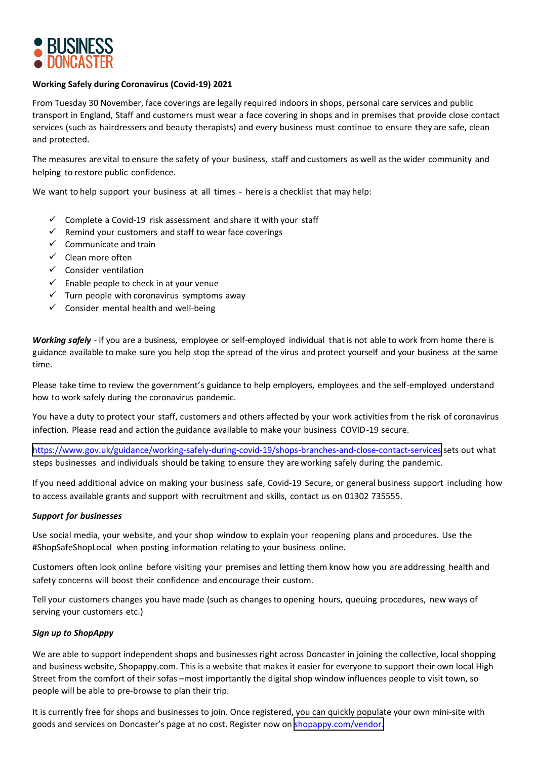BUSINESS DONCASTER

**Working Safely during Coronavirus (Covid-19) 2021**

From Tuesday 30 November, face coverings are legally required indoors in shops, personal care services and public transport in England, Staff and customers must wear a face covering in shops and in premises that provide close contact services (such as hairdressers and beauty therapists) and every business must continue to ensure they are safe, clean and protected.

The measures are vital to ensure the safety of your business, staff and customers as well as the wider community and helping to restore public confidence.

We want to help support your business at all times - here is a checklist that may help:

- ✓ Complete a Covid-19 risk assessment and share it with your staff
- ✓ Remind your customers and staff to wear face coverings
- ✓ Communicate and train
- ✓ Clean more often
- ✓ Consider ventilation
- ✓ Enable people to check in at your venue
- ✓ Turn people with coronavirus symptoms away
- ✓ Consider mental health and well-being

***Working safely*** - if you are a business, employee or self-employed individual that is not able to work from home there is guidance available to make sure you help stop the spread of the virus and protect yourself and your business at the same time.

Please take time to review the government's guidance to help employers, employees and the self-employed understand how to work safely during the coronavirus pandemic.

You have a duty to protect your staff, customers and others affected by your work activities from the risk of coronavirus infection. Please read and action the guidance available to make your business COVID-19 secure.

https://www.gov.uk/guidance/working-safely-during-covid-19/shops-branches-and-close-contact-services sets out what steps businesses and individuals should be taking to ensure they are working safely during the pandemic.

If you need additional advice on making your business safe, Covid-19 Secure, or general business support including how to access available grants and support with recruitment and skills, contact us on 01302 735555.

***Support for businesses***

Use social media, your website, and your shop window to explain your reopening plans and procedures. Use the #ShopSafeShopLocal when posting information relating to your business online.

Customers often look online before visiting your premises and letting them know how you are addressing health and safety concerns will boost their confidence and encourage their custom.

Tell your customers changes you have made (such as changes to opening hours, queuing procedures, new ways of serving your customers etc.)

***Sign up to ShopAppy***

We are able to support independent shops and businesses right across Doncaster in joining the collective, local shopping and business website, Shopappy.com. This is a website that makes it easier for everyone to support their own local High Street from the comfort of their sofas –most importantly the digital shop window influences people to visit town, so people will be able to pre-browse to plan their trip.

It is currently free for shops and businesses to join. Once registered, you can quickly populate your own mini-site with goods and services on Doncaster's page at no cost. Register now on shopappy.com/vendor.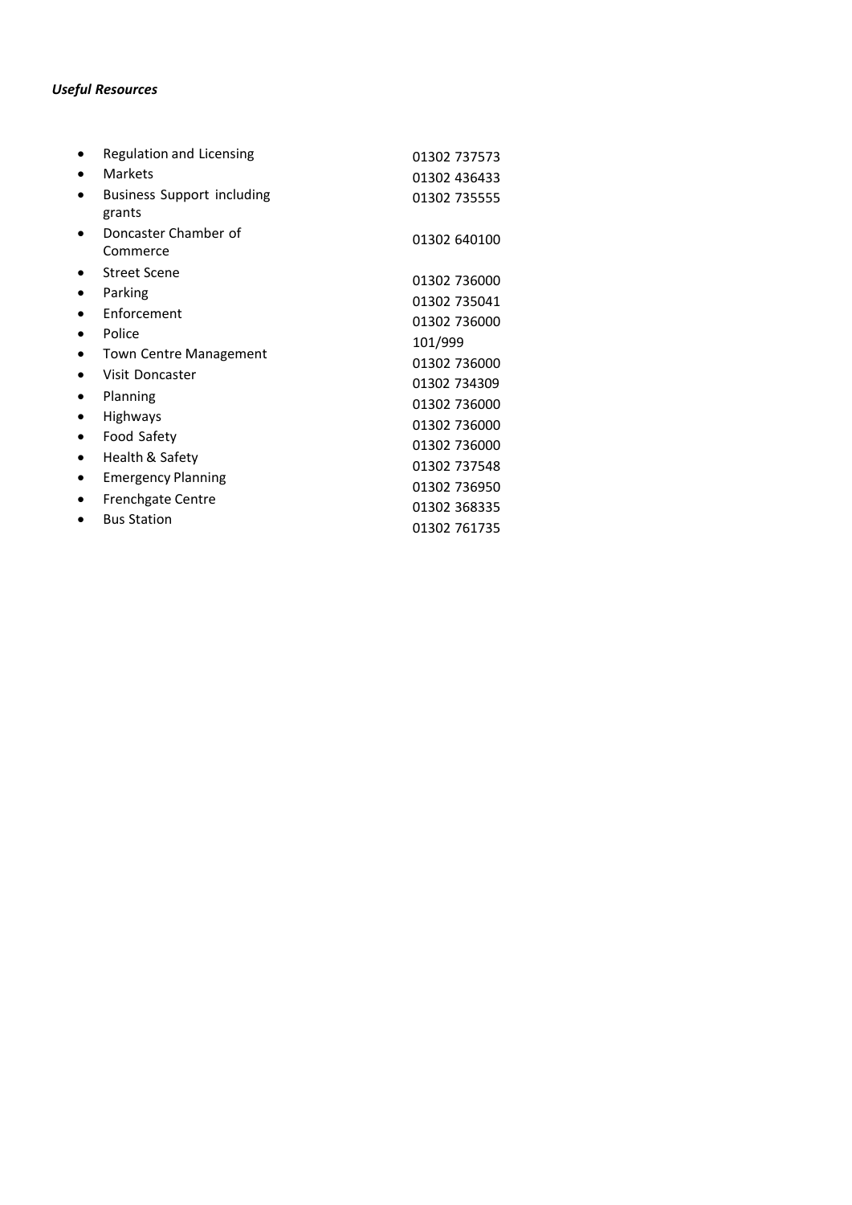***Useful Resources***

| | |
|---|---|
| Regulation and Licensing | 01302 737573 |
| Markets | 01302 436433 |
| Business Support including grants | 01302 735555 |
| Doncaster Chamber of Commerce | 01302 640100 |
| Street Scene | 01302 736000 |
| Parking | 01302 735041 |
| Enforcement | 01302 736000 |
| Police | 101/999 |
| Town Centre Management | 01302 736000 |
| Visit Doncaster | 01302 734309 |
| Planning | 01302 736000 |
| Highways | 01302 736000 |
| Food Safety | 01302 736000 |
| Health & Safety | 01302 737548 |
| Emergency Planning | 01302 736950 |
| Frenchgate Centre | 01302 368335 |
| Bus Station | 01302 761735 |